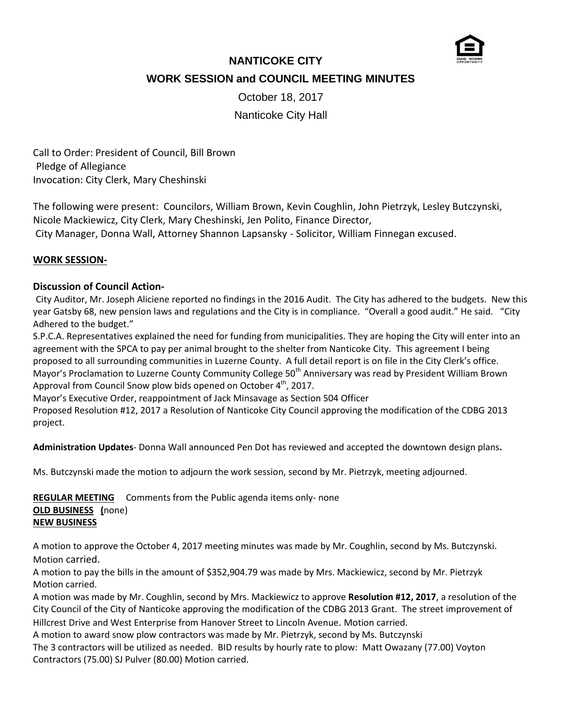# NANTICOKE CITY

## WORK SESSION and COUNCIL MEETING MINUTES

October 18, 2017

Nanticoke City Hall

Call to Order: President of Council, Bill Brown
Pledge of Allegiance
Invocation: City Clerk, Mary Cheshinski

The following were present: Councilors, William Brown, Kevin Coughlin, John Pietrzyk, Lesley Butczynski, Nicole Mackiewicz, City Clerk, Mary Cheshinski, Jen Polito, Finance Director, City Manager, Donna Wall, Attorney Shannon Lapsansky - Solicitor, William Finnegan excused.

**WORK SESSION-**

### Discussion of Council Action-

City Auditor, Mr. Joseph Aliciene reported no findings in the 2016 Audit. The City has adhered to the budgets. New this year Gatsby 68, new pension laws and regulations and the City is in compliance. "Overall a good audit." He said. "City Adhered to the budget."

S.P.C.A. Representatives explained the need for funding from municipalities. They are hoping the City will enter into an agreement with the SPCA to pay per animal brought to the shelter from Nanticoke City. This agreement I being proposed to all surrounding communities in Luzerne County. A full detail report is on file in the City Clerk's office.

Mayor's Proclamation to Luzerne County Community College 50th Anniversary was read by President William Brown

Approval from Council Snow plow bids opened on October 4th, 2017.

Mayor's Executive Order, reappointment of Jack Minsavage as Section 504 Officer

Proposed Resolution #12, 2017 a Resolution of Nanticoke City Council approving the modification of the CDBG 2013 project.

**Administration Updates**- Donna Wall announced Pen Dot has reviewed and accepted the downtown design plans**.**

Ms. Butczynski made the motion to adjourn the work session, second by Mr. Pietrzyk, meeting adjourned.

**REGULAR MEETING** Comments from the Public agenda items only- none
**OLD BUSINESS (**none)
**NEW BUSINESS**

A motion to approve the October 4, 2017 meeting minutes was made by Mr. Coughlin, second by Ms. Butczynski. Motion carried.

A motion to pay the bills in the amount of $352,904.79 was made by Mrs. Mackiewicz, second by Mr. Pietrzyk Motion carried.

A motion was made by Mr. Coughlin, second by Mrs. Mackiewicz to approve **Resolution #12, 2017**, a resolution of the City Council of the City of Nanticoke approving the modification of the CDBG 2013 Grant. The street improvement of Hillcrest Drive and West Enterprise from Hanover Street to Lincoln Avenue. Motion carried.

A motion to award snow plow contractors was made by Mr. Pietrzyk, second by Ms. Butczynski
The 3 contractors will be utilized as needed. BID results by hourly rate to plow: Matt Owazany (77.00) Voyton Contractors (75.00) SJ Pulver (80.00) Motion carried.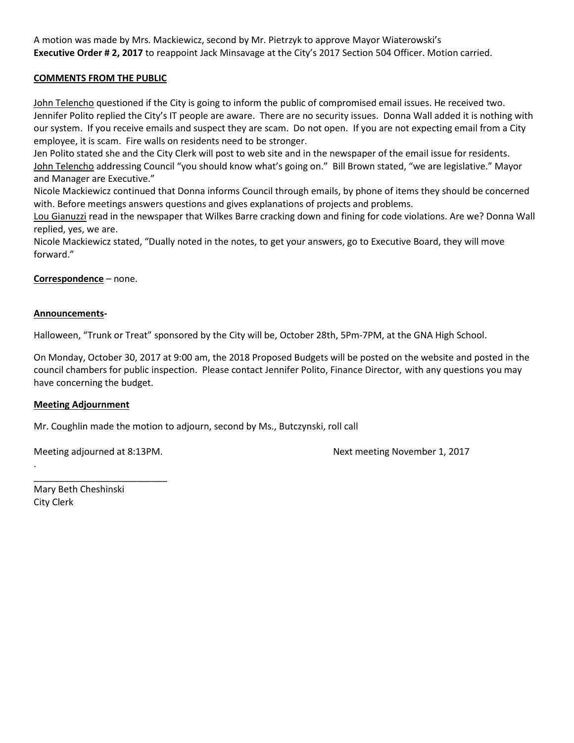A motion was made by Mrs. Mackiewicz, second by Mr. Pietrzyk to approve Mayor Wiaterowski's **Executive Order # 2, 2017** to reappoint Jack Minsavage at the City's 2017 Section 504 Officer. Motion carried.

**COMMENTS FROM THE PUBLIC**

John Telencho questioned if the City is going to inform the public of compromised email issues. He received two. Jennifer Polito replied the City's IT people are aware. There are no security issues. Donna Wall added it is nothing with our system. If you receive emails and suspect they are scam. Do not open. If you are not expecting email from a City employee, it is scam. Fire walls on residents need to be stronger.

Jen Polito stated she and the City Clerk will post to web site and in the newspaper of the email issue for residents.

John Telencho addressing Council "you should know what's going on." Bill Brown stated, "we are legislative." Mayor and Manager are Executive."

Nicole Mackiewicz continued that Donna informs Council through emails, by phone of items they should be concerned with. Before meetings answers questions and gives explanations of projects and problems.

Lou Gianuzzi read in the newspaper that Wilkes Barre cracking down and fining for code violations. Are we? Donna Wall replied, yes, we are.

Nicole Mackiewicz stated, "Dually noted in the notes, to get your answers, go to Executive Board, they will move forward."

**Correspondence** – none.

**Announcements-**

Halloween, "Trunk or Treat" sponsored by the City will be, October 28th, 5Pm-7PM, at the GNA High School.

On Monday, October 30, 2017 at 9:00 am, the 2018 Proposed Budgets will be posted on the website and posted in the council chambers for public inspection. Please contact Jennifer Polito, Finance Director, with any questions you may have concerning the budget.

**Meeting Adjournment**

Mr. Coughlin made the motion to adjourn, second by Ms., Butczynski, roll call

Meeting adjourned at 8:13PM. Next meeting November 1, 2017

.

___________________________

Mary Beth Cheshinski
City Clerk